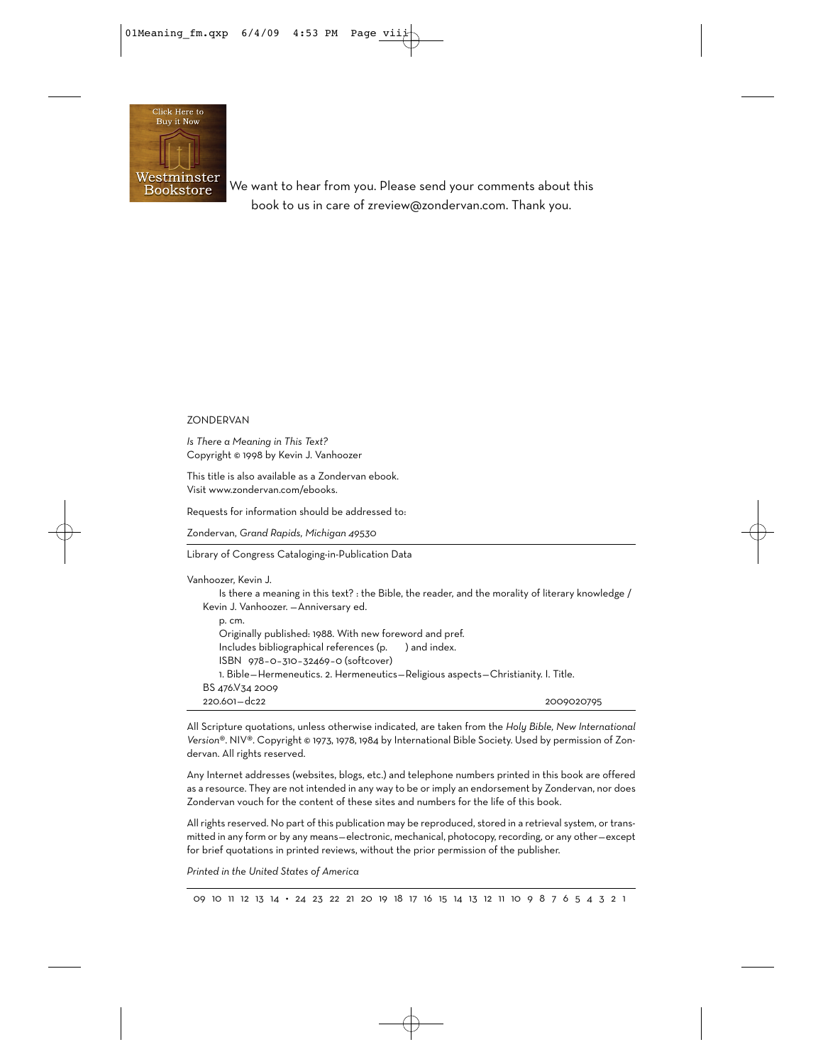We want to hear from you. Please send your comments about this book to us in care of zreview@zondervan.com. Thank you.

ZONDERVAN

*Is There a Meaning in This Text?*
Copyright © 1998 by Kevin J. Vanhoozer

This title is also available as a Zondervan ebook.
Visit www.zondervan.com/ebooks.

Requests for information should be addressed to:

Zondervan, *Grand Rapids, Michigan 49530*

Library of Congress Cataloging-in-Publication Data

Vanhoozer, Kevin J.
Is there a meaning in this text? : the Bible, the reader, and the morality of literary knowledge / Kevin J. Vanhoozer. —Anniversary ed.
p. cm.
Originally published: 1988. With new foreword and pref.
Includes bibliographical references (p. ) and index.
ISBN 978-0-310-32469-0 (softcover)
1. Bible—Hermeneutics. 2. Hermeneutics—Religious aspects—Christianity. I. Title.
BS 476.V34 2009
220.601—dc22 2009020795

All Scripture quotations, unless otherwise indicated, are taken from the *Holy Bible, New International Version*®. NIV®. Copyright © 1973, 1978, 1984 by International Bible Society. Used by permission of Zondervan. All rights reserved.

Any Internet addresses (websites, blogs, etc.) and telephone numbers printed in this book are offered as a resource. They are not intended in any way to be or imply an endorsement by Zondervan, nor does Zondervan vouch for the content of these sites and numbers for the life of this book.

All rights reserved. No part of this publication may be reproduced, stored in a retrieval system, or transmitted in any form or by any means—electronic, mechanical, photocopy, recording, or any other—except for brief quotations in printed reviews, without the prior permission of the publisher.

*Printed in the United States of America*

09 10 11 12 13 14 • 24 23 22 21 20 19 18 17 16 15 14 13 12 11 10 9 8 7 6 5 4 3 2 1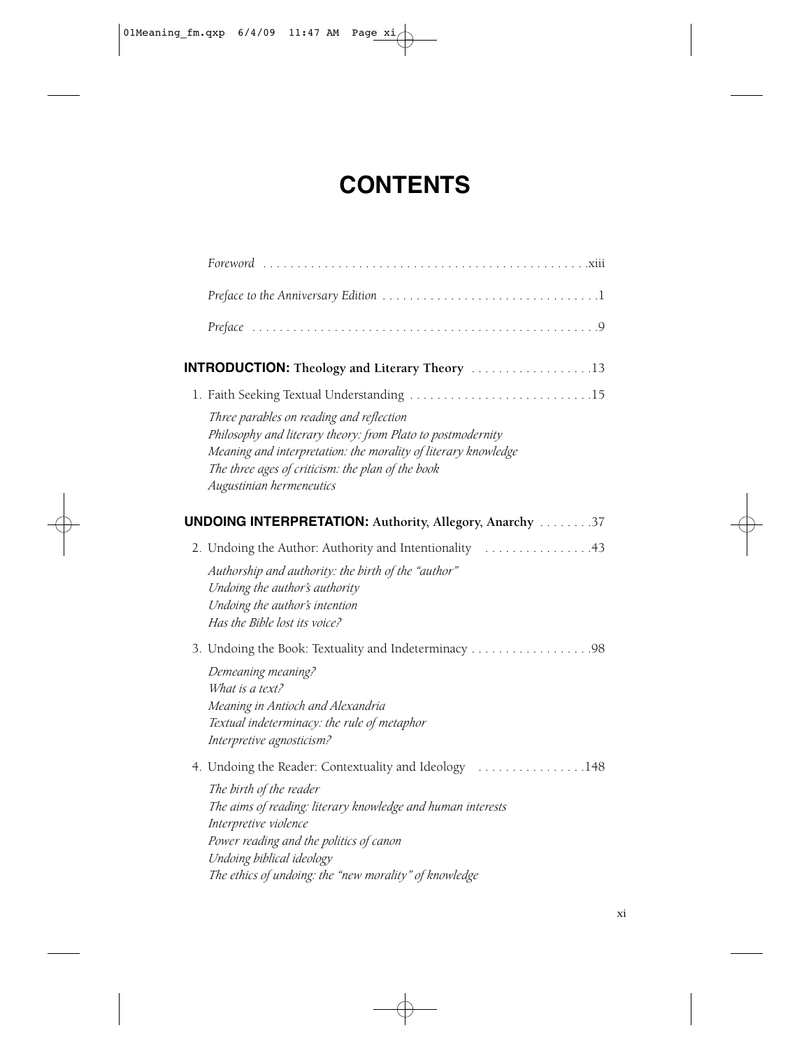# CONTENTS

*Foreword* . . . . . . . . . . . . . . . . . . . . . . . . . . . . . . . . . . . . . . . . . . . . . .xiii

*Preface to the Anniversary Edition* . . . . . . . . . . . . . . . . . . . . . . . . . . . . . . .1

*Preface* . . . . . . . . . . . . . . . . . . . . . . . . . . . . . . . . . . . . . . . . . . . . . . . . .9

**INTRODUCTION: Theology and Literary Theory** . . . . . . . . . . . . . . . . . .13

1. Faith Seeking Textual Understanding . . . . . . . . . . . . . . . . . . . . . . . . . .15

   *Three parables on reading and reflection*
   *Philosophy and literary theory: from Plato to postmodernity*
   *Meaning and interpretation: the morality of literary knowledge*
   *The three ages of criticism: the plan of the book*
   *Augustinian hermeneutics*

**UNDOING INTERPRETATION: Authority, Allegory, Anarchy** . . . . . . . .37

2. Undoing the Author: Authority and Intentionality . . . . . . . . . . . . . . . .43

   *Authorship and authority: the birth of the "author"*
   *Undoing the author's authority*
   *Undoing the author's intention*
   *Has the Bible lost its voice?*

3. Undoing the Book: Textuality and Indeterminacy . . . . . . . . . . . . . . . . . .98

   *Demeaning meaning?*
   *What is a text?*
   *Meaning in Antioch and Alexandria*
   *Textual indeterminacy: the rule of metaphor*
   *Interpretive agnosticism?*

4. Undoing the Reader: Contextuality and Ideology . . . . . . . . . . . . . . . .148

   *The birth of the reader*
   *The aims of reading: literary knowledge and human interests*
   *Interpretive violence*
   *Power reading and the politics of canon*
   *Undoing biblical ideology*
   *The ethics of undoing: the "new morality" of knowledge*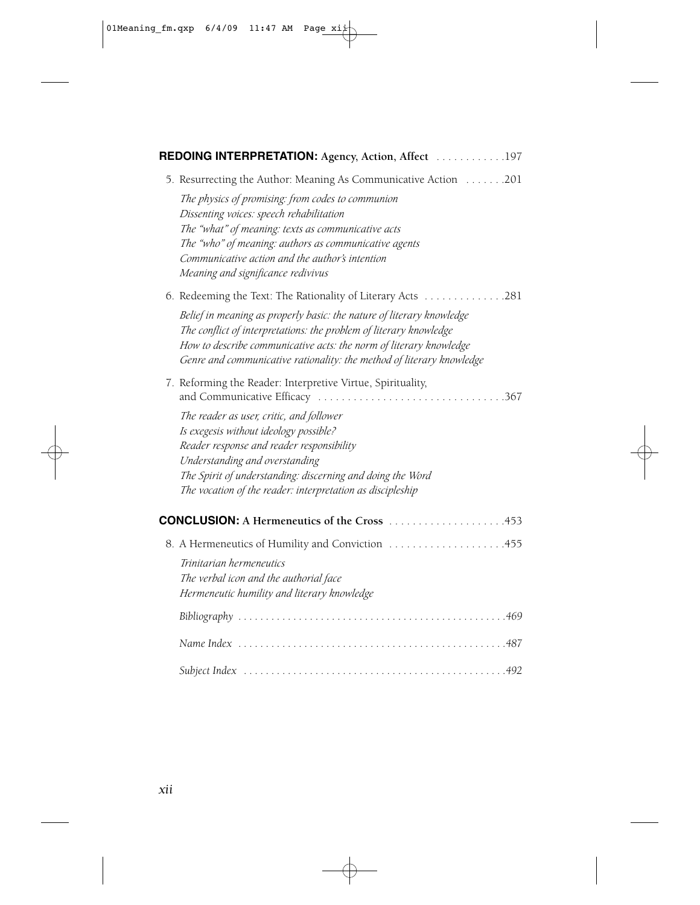**REDOING INTERPRETATION: Agency, Action, Affect** . . . . . . . . . . . .197

5. Resurrecting the Author: Meaning As Communicative Action . . . . . . .201

   *The physics of promising: from codes to communion*
   *Dissenting voices: speech rehabilitation*
   *The "what" of meaning: texts as communicative acts*
   *The "who" of meaning: authors as communicative agents*
   *Communicative action and the author's intention*
   *Meaning and significance redivivus*

6. Redeeming the Text: The Rationality of Literary Acts . . . . . . . . . . . . .281

   *Belief in meaning as properly basic: the nature of literary knowledge*
   *The conflict of interpretations: the problem of literary knowledge*
   *How to describe communicative acts: the norm of literary knowledge*
   *Genre and communicative rationality: the method of literary knowledge*

7. Reforming the Reader: Interpretive Virtue, Spirituality, and Communicative Efficacy . . . . . . . . . . . . . . . . . . . . . . . . . . . . . . .367

   *The reader as user, critic, and follower*
   *Is exegesis without ideology possible?*
   *Reader response and reader responsibility*
   *Understanding and overstanding*
   *The Spirit of understanding: discerning and doing the Word*
   *The vocation of the reader: interpretation as discipleship*

**CONCLUSION: A Hermeneutics of the Cross** . . . . . . . . . . . . . . . . . . . .453

8. A Hermeneutics of Humility and Conviction . . . . . . . . . . . . . . . . . . .455

   *Trinitarian hermeneutics*
   *The verbal icon and the authorial face*
   *Hermeneutic humility and literary knowledge*

*Bibliography* . . . . . . . . . . . . . . . . . . . . . . . . . . . . . . . . . . . . . . . . . . . . . . . .469

*Name Index* . . . . . . . . . . . . . . . . . . . . . . . . . . . . . . . . . . . . . . . . . . . . . . . .487

*Subject Index* . . . . . . . . . . . . . . . . . . . . . . . . . . . . . . . . . . . . . . . . . . . . . . .492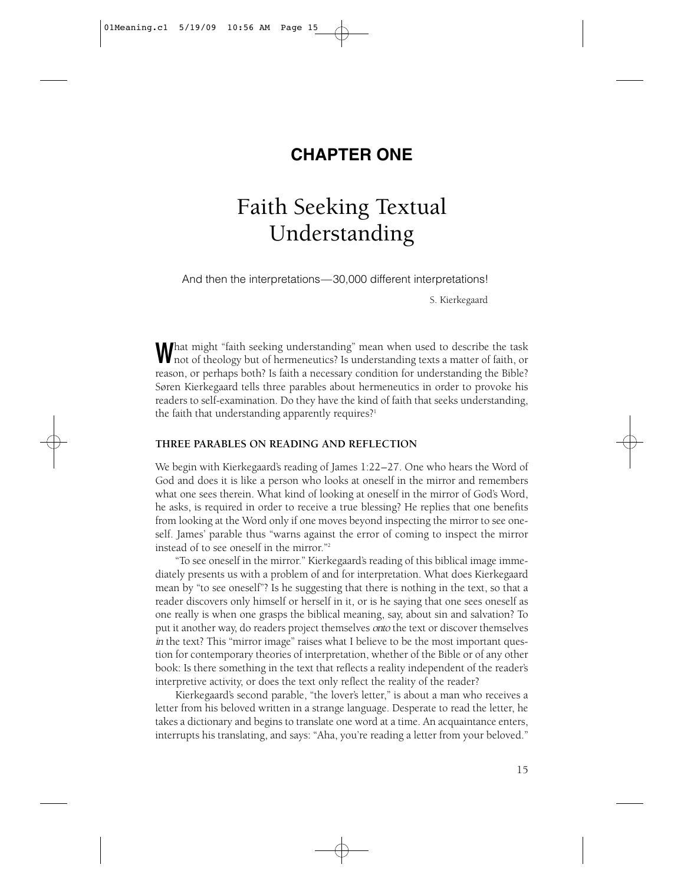# CHAPTER ONE

## Faith Seeking Textual Understanding

And then the interpretations—30,000 different interpretations!

S. Kierkegaard

What might "faith seeking understanding" mean when used to describe the task not of theology but of hermeneutics? Is understanding texts a matter of faith, or reason, or perhaps both? Is faith a necessary condition for understanding the Bible? Søren Kierkegaard tells three parables about hermeneutics in order to provoke his readers to self-examination. Do they have the kind of faith that seeks understanding, the faith that understanding apparently requires?[1]

### THREE PARABLES ON READING AND REFLECTION

We begin with Kierkegaard's reading of James 1:22–27. One who hears the Word of God and does it is like a person who looks at oneself in the mirror and remembers what one sees therein. What kind of looking at oneself in the mirror of God's Word, he asks, is required in order to receive a true blessing? He replies that one benefits from looking at the Word only if one moves beyond inspecting the mirror to see oneself. James' parable thus "warns against the error of coming to inspect the mirror instead of to see oneself in the mirror."[2]

"To see oneself in the mirror." Kierkegaard's reading of this biblical image immediately presents us with a problem of and for interpretation. What does Kierkegaard mean by "to see oneself"? Is he suggesting that there is nothing in the text, so that a reader discovers only himself or herself in it, or is he saying that one sees oneself as one really is when one grasps the biblical meaning, say, about sin and salvation? To put it another way, do readers project themselves *onto* the text or discover themselves *in* the text? This "mirror image" raises what I believe to be the most important question for contemporary theories of interpretation, whether of the Bible or of any other book: Is there something in the text that reflects a reality independent of the reader's interpretive activity, or does the text only reflect the reality of the reader?

Kierkegaard's second parable, "the lover's letter," is about a man who receives a letter from his beloved written in a strange language. Desperate to read the letter, he takes a dictionary and begins to translate one word at a time. An acquaintance enters, interrupts his translating, and says: "Aha, you're reading a letter from your beloved."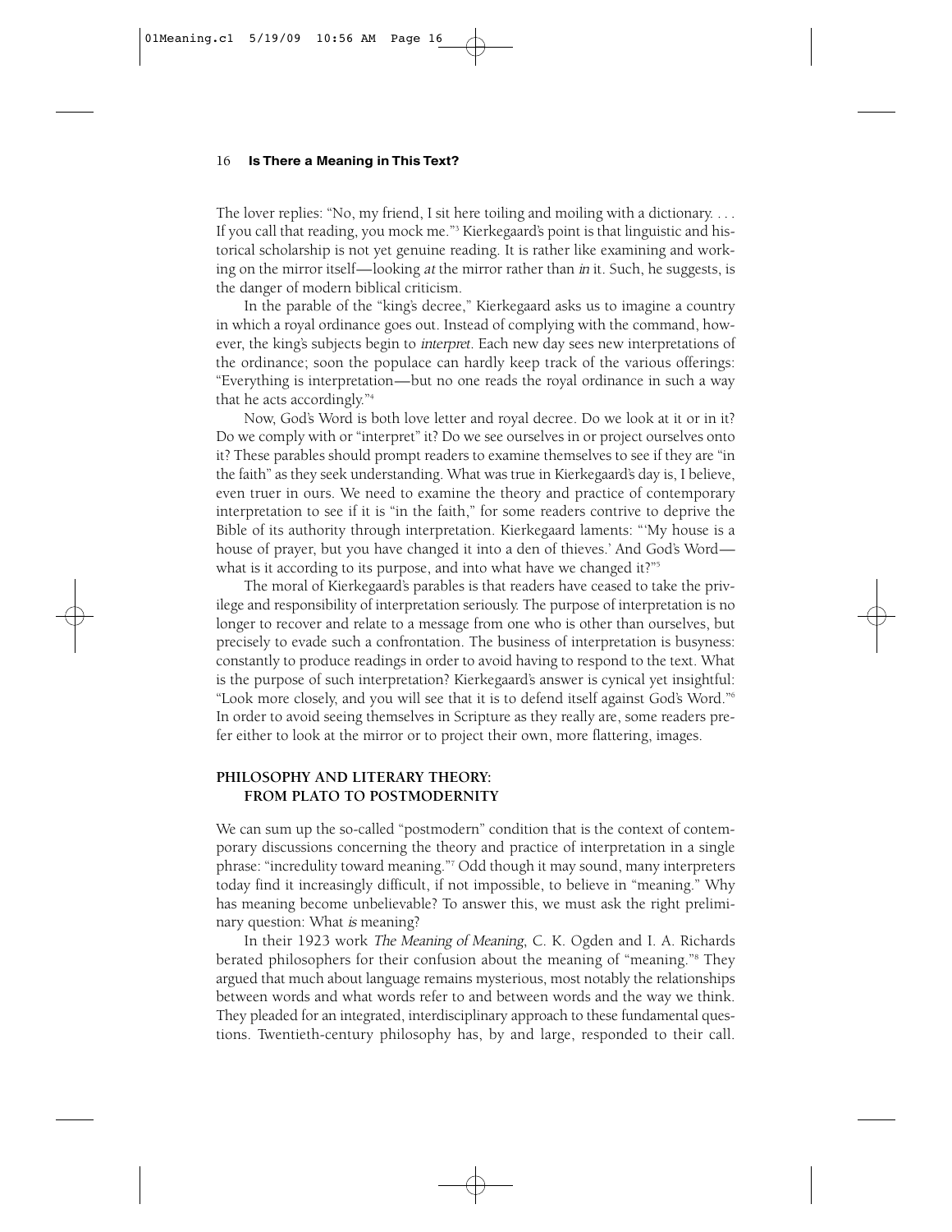The lover replies: "No, my friend, I sit here toiling and moiling with a dictionary. . . . If you call that reading, you mock me."[3] Kierkegaard's point is that linguistic and historical scholarship is not yet genuine reading. It is rather like examining and working on the mirror itself—looking *at* the mirror rather than *in* it. Such, he suggests, is the danger of modern biblical criticism.

In the parable of the "king's decree," Kierkegaard asks us to imagine a country in which a royal ordinance goes out. Instead of complying with the command, however, the king's subjects begin to *interpret*. Each new day sees new interpretations of the ordinance; soon the populace can hardly keep track of the various offerings: "Everything is interpretation—but no one reads the royal ordinance in such a way that he acts accordingly."[4]

Now, God's Word is both love letter and royal decree. Do we look at it or in it? Do we comply with or "interpret" it? Do we see ourselves in or project ourselves onto it? These parables should prompt readers to examine themselves to see if they are "in the faith" as they seek understanding. What was true in Kierkegaard's day is, I believe, even truer in ours. We need to examine the theory and practice of contemporary interpretation to see if it is "in the faith," for some readers contrive to deprive the Bible of its authority through interpretation. Kierkegaard laments: "'My house is a house of prayer, but you have changed it into a den of thieves.' And God's Word—what is it according to its purpose, and into what have we changed it?"[5]

The moral of Kierkegaard's parables is that readers have ceased to take the privilege and responsibility of interpretation seriously. The purpose of interpretation is no longer to recover and relate to a message from one who is other than ourselves, but precisely to evade such a confrontation. The business of interpretation is busyness: constantly to produce readings in order to avoid having to respond to the text. What is the purpose of such interpretation? Kierkegaard's answer is cynical yet insightful: "Look more closely, and you will see that it is to defend itself against God's Word."[6] In order to avoid seeing themselves in Scripture as they really are, some readers prefer either to look at the mirror or to project their own, more flattering, images.

## PHILOSOPHY AND LITERARY THEORY: FROM PLATO TO POSTMODERNITY

We can sum up the so-called "postmodern" condition that is the context of contemporary discussions concerning the theory and practice of interpretation in a single phrase: "incredulity toward meaning."[7] Odd though it may sound, many interpreters today find it increasingly difficult, if not impossible, to believe in "meaning." Why has meaning become unbelievable? To answer this, we must ask the right preliminary question: What *is* meaning?

In their 1923 work *The Meaning of Meaning*, C. K. Ogden and I. A. Richards berated philosophers for their confusion about the meaning of "meaning."[8] They argued that much about language remains mysterious, most notably the relationships between words and what words refer to and between words and the way we think. They pleaded for an integrated, interdisciplinary approach to these fundamental questions. Twentieth-century philosophy has, by and large, responded to their call.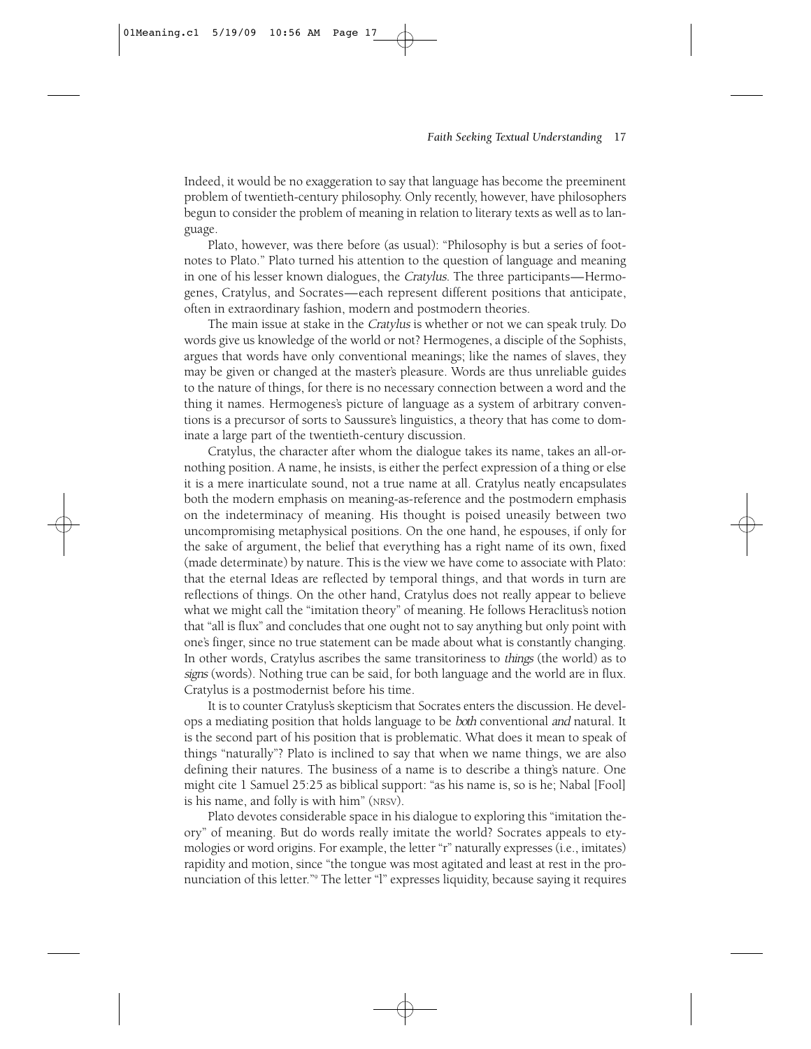Indeed, it would be no exaggeration to say that language has become the preeminent problem of twentieth-century philosophy. Only recently, however, have philosophers begun to consider the problem of meaning in relation to literary texts as well as to language.

Plato, however, was there before (as usual): "Philosophy is but a series of footnotes to Plato." Plato turned his attention to the question of language and meaning in one of his lesser known dialogues, the *Cratylus*. The three participants—Hermogenes, Cratylus, and Socrates—each represent different positions that anticipate, often in extraordinary fashion, modern and postmodern theories.

The main issue at stake in the *Cratylus* is whether or not we can speak truly. Do words give us knowledge of the world or not? Hermogenes, a disciple of the Sophists, argues that words have only conventional meanings; like the names of slaves, they may be given or changed at the master's pleasure. Words are thus unreliable guides to the nature of things, for there is no necessary connection between a word and the thing it names. Hermogenes's picture of language as a system of arbitrary conventions is a precursor of sorts to Saussure's linguistics, a theory that has come to dominate a large part of the twentieth-century discussion.

Cratylus, the character after whom the dialogue takes its name, takes an all-or-nothing position. A name, he insists, is either the perfect expression of a thing or else it is a mere inarticulate sound, not a true name at all. Cratylus neatly encapsulates both the modern emphasis on meaning-as-reference and the postmodern emphasis on the indeterminacy of meaning. His thought is poised uneasily between two uncompromising metaphysical positions. On the one hand, he espouses, if only for the sake of argument, the belief that everything has a right name of its own, fixed (made determinate) by nature. This is the view we have come to associate with Plato: that the eternal Ideas are reflected by temporal things, and that words in turn are reflections of things. On the other hand, Cratylus does not really appear to believe what we might call the "imitation theory" of meaning. He follows Heraclitus's notion that "all is flux" and concludes that one ought not to say anything but only point with one's finger, since no true statement can be made about what is constantly changing. In other words, Cratylus ascribes the same transitoriness to *things* (the world) as to *signs* (words). Nothing true can be said, for both language and the world are in flux. Cratylus is a postmodernist before his time.

It is to counter Cratylus's skepticism that Socrates enters the discussion. He develops a mediating position that holds language to be *both* conventional *and* natural. It is the second part of his position that is problematic. What does it mean to speak of things "naturally"? Plato is inclined to say that when we name things, we are also defining their natures. The business of a name is to describe a thing's nature. One might cite 1 Samuel 25:25 as biblical support: "as his name is, so is he; Nabal [Fool] is his name, and folly is with him" (NRSV).

Plato devotes considerable space in his dialogue to exploring this "imitation theory" of meaning. But do words really imitate the world? Socrates appeals to etymologies or word origins. For example, the letter "r" naturally expresses (i.e., imitates) rapidity and motion, since "the tongue was most agitated and least at rest in the pronunciation of this letter."[9] The letter "l" expresses liquidity, because saying it requires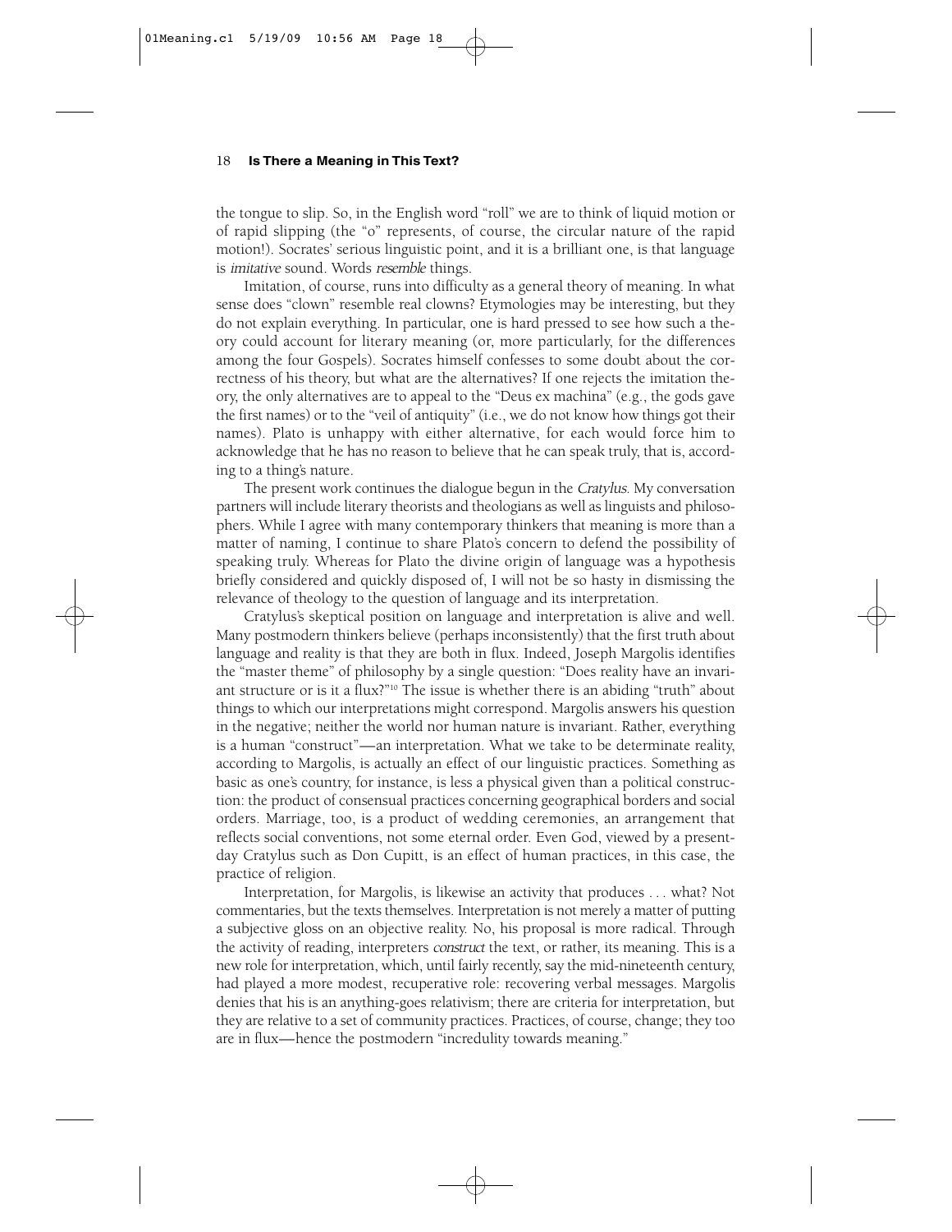the tongue to slip. So, in the English word "roll" we are to think of liquid motion or of rapid slipping (the "o" represents, of course, the circular nature of the rapid motion!). Socrates' serious linguistic point, and it is a brilliant one, is that language is *imitative* sound. Words *resemble* things.

Imitation, of course, runs into difficulty as a general theory of meaning. In what sense does "clown" resemble real clowns? Etymologies may be interesting, but they do not explain everything. In particular, one is hard pressed to see how such a theory could account for literary meaning (or, more particularly, for the differences among the four Gospels). Socrates himself confesses to some doubt about the correctness of his theory, but what are the alternatives? If one rejects the imitation theory, the only alternatives are to appeal to the "Deus ex machina" (e.g., the gods gave the first names) or to the "veil of antiquity" (i.e., we do not know how things got their names). Plato is unhappy with either alternative, for each would force him to acknowledge that he has no reason to believe that he can speak truly, that is, according to a thing's nature.

The present work continues the dialogue begun in the *Cratylus*. My conversation partners will include literary theorists and theologians as well as linguists and philosophers. While I agree with many contemporary thinkers that meaning is more than a matter of naming, I continue to share Plato's concern to defend the possibility of speaking truly. Whereas for Plato the divine origin of language was a hypothesis briefly considered and quickly disposed of, I will not be so hasty in dismissing the relevance of theology to the question of language and its interpretation.

Cratylus's skeptical position on language and interpretation is alive and well. Many postmodern thinkers believe (perhaps inconsistently) that the first truth about language and reality is that they are both in flux. Indeed, Joseph Margolis identifies the "master theme" of philosophy by a single question: "Does reality have an invariant structure or is it a flux?"[10] The issue is whether there is an abiding "truth" about things to which our interpretations might correspond. Margolis answers his question in the negative; neither the world nor human nature is invariant. Rather, everything is a human "construct"—an interpretation. What we take to be determinate reality, according to Margolis, is actually an effect of our linguistic practices. Something as basic as one's country, for instance, is less a physical given than a political construction: the product of consensual practices concerning geographical borders and social orders. Marriage, too, is a product of wedding ceremonies, an arrangement that reflects social conventions, not some eternal order. Even God, viewed by a present-day Cratylus such as Don Cupitt, is an effect of human practices, in this case, the practice of religion.

Interpretation, for Margolis, is likewise an activity that produces . . . what? Not commentaries, but the texts themselves. Interpretation is not merely a matter of putting a subjective gloss on an objective reality. No, his proposal is more radical. Through the activity of reading, interpreters *construct* the text, or rather, its meaning. This is a new role for interpretation, which, until fairly recently, say the mid-nineteenth century, had played a more modest, recuperative role: recovering verbal messages. Margolis denies that his is an anything-goes relativism; there are criteria for interpretation, but they are relative to a set of community practices. Practices, of course, change; they too are in flux—hence the postmodern "incredulity towards meaning."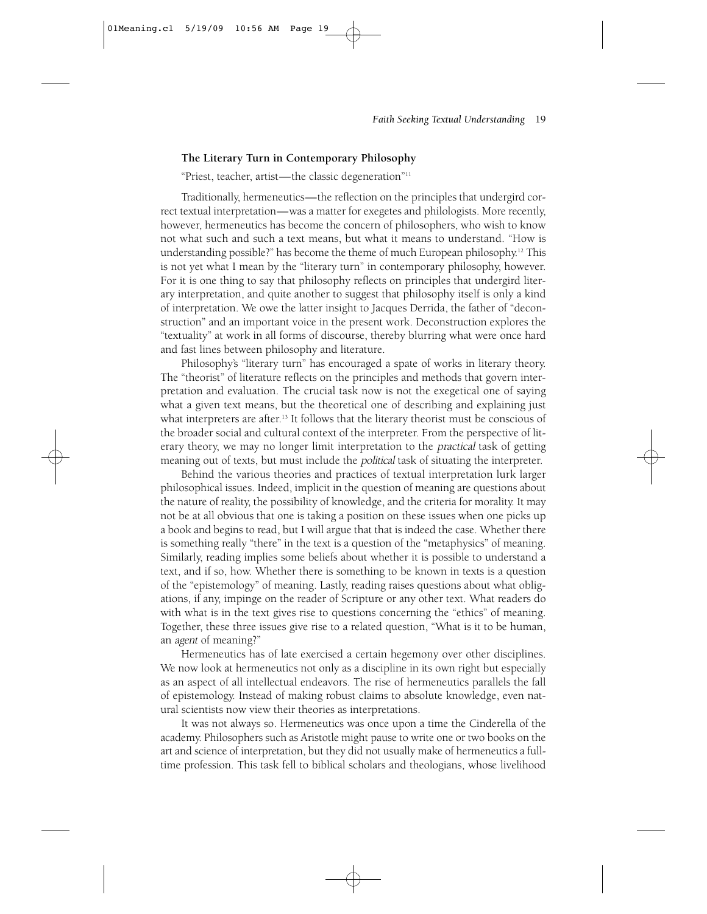### The Literary Turn in Contemporary Philosophy

"Priest, teacher, artist—the classic degeneration"[11]

Traditionally, hermeneutics—the reflection on the principles that undergird correct textual interpretation—was a matter for exegetes and philologists. More recently, however, hermeneutics has become the concern of philosophers, who wish to know not what such and such a text means, but what it means to understand. "How is understanding possible?" has become the theme of much European philosophy.[12] This is not yet what I mean by the "literary turn" in contemporary philosophy, however. For it is one thing to say that philosophy reflects on principles that undergird literary interpretation, and quite another to suggest that philosophy itself is only a kind of interpretation. We owe the latter insight to Jacques Derrida, the father of "deconstruction" and an important voice in the present work. Deconstruction explores the "textuality" at work in all forms of discourse, thereby blurring what were once hard and fast lines between philosophy and literature.

Philosophy's "literary turn" has encouraged a spate of works in literary theory. The "theorist" of literature reflects on the principles and methods that govern interpretation and evaluation. The crucial task now is not the exegetical one of saying what a given text means, but the theoretical one of describing and explaining just what interpreters are after.[13] It follows that the literary theorist must be conscious of the broader social and cultural context of the interpreter. From the perspective of literary theory, we may no longer limit interpretation to the *practical* task of getting meaning out of texts, but must include the *political* task of situating the interpreter.

Behind the various theories and practices of textual interpretation lurk larger philosophical issues. Indeed, implicit in the question of meaning are questions about the nature of reality, the possibility of knowledge, and the criteria for morality. It may not be at all obvious that one is taking a position on these issues when one picks up a book and begins to read, but I will argue that that is indeed the case. Whether there is something really "there" in the text is a question of the "metaphysics" of meaning. Similarly, reading implies some beliefs about whether it is possible to understand a text, and if so, how. Whether there is something to be known in texts is a question of the "epistemology" of meaning. Lastly, reading raises questions about what obligations, if any, impinge on the reader of Scripture or any other text. What readers do with what is in the text gives rise to questions concerning the "ethics" of meaning. Together, these three issues give rise to a related question, "What is it to be human, an *agent* of meaning?"

Hermeneutics has of late exercised a certain hegemony over other disciplines. We now look at hermeneutics not only as a discipline in its own right but especially as an aspect of all intellectual endeavors. The rise of hermeneutics parallels the fall of epistemology. Instead of making robust claims to absolute knowledge, even natural scientists now view their theories as interpretations.

It was not always so. Hermeneutics was once upon a time the Cinderella of the academy. Philosophers such as Aristotle might pause to write one or two books on the art and science of interpretation, but they did not usually make of hermeneutics a full-time profession. This task fell to biblical scholars and theologians, whose livelihood